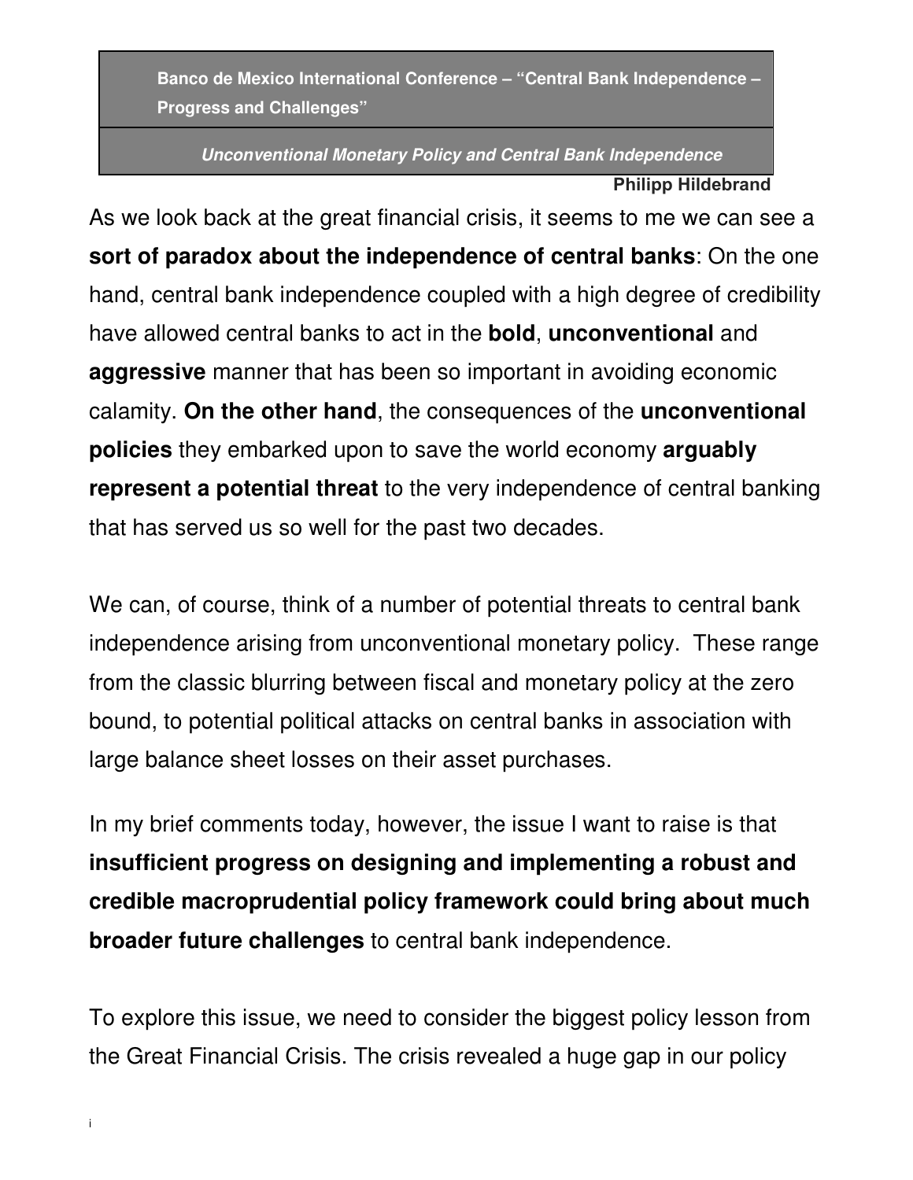**Banco de Mexico International Conference – "Central Bank Independence – Progress and Challenges"**

***Unconventional Monetary Policy and Central Bank Independence***

**Philipp Hildebrand**

As we look back at the great financial crisis, it seems to me we can see a **sort of paradox about the independence of central banks**: On the one hand, central bank independence coupled with a high degree of credibility have allowed central banks to act in the **bold**, **unconventional** and **aggressive** manner that has been so important in avoiding economic calamity. **On the other hand**, the consequences of the **unconventional policies** they embarked upon to save the world economy **arguably represent a potential threat** to the very independence of central banking that has served us so well for the past two decades.

We can, of course, think of a number of potential threats to central bank independence arising from unconventional monetary policy. These range from the classic blurring between fiscal and monetary policy at the zero bound, to potential political attacks on central banks in association with large balance sheet losses on their asset purchases.

In my brief comments today, however, the issue I want to raise is that **insufficient progress on designing and implementing a robust and credible macroprudential policy framework could bring about much broader future challenges** to central bank independence.

To explore this issue, we need to consider the biggest policy lesson from the Great Financial Crisis. The crisis revealed a huge gap in our policy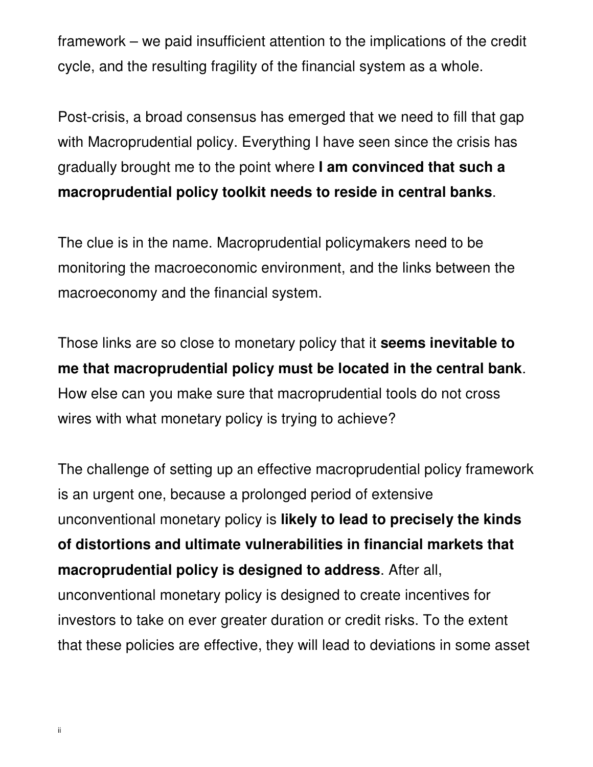framework – we paid insufficient attention to the implications of the credit cycle, and the resulting fragility of the financial system as a whole.

Post-crisis, a broad consensus has emerged that we need to fill that gap with Macroprudential policy. Everything I have seen since the crisis has gradually brought me to the point where **I am convinced that such a macroprudential policy toolkit needs to reside in central banks**.

The clue is in the name. Macroprudential policymakers need to be monitoring the macroeconomic environment, and the links between the macroeconomy and the financial system.

Those links are so close to monetary policy that it **seems inevitable to me that macroprudential policy must be located in the central bank**. How else can you make sure that macroprudential tools do not cross wires with what monetary policy is trying to achieve?

The challenge of setting up an effective macroprudential policy framework is an urgent one, because a prolonged period of extensive unconventional monetary policy is **likely to lead to precisely the kinds of distortions and ultimate vulnerabilities in financial markets that macroprudential policy is designed to address**. After all, unconventional monetary policy is designed to create incentives for investors to take on ever greater duration or credit risks. To the extent that these policies are effective, they will lead to deviations in some asset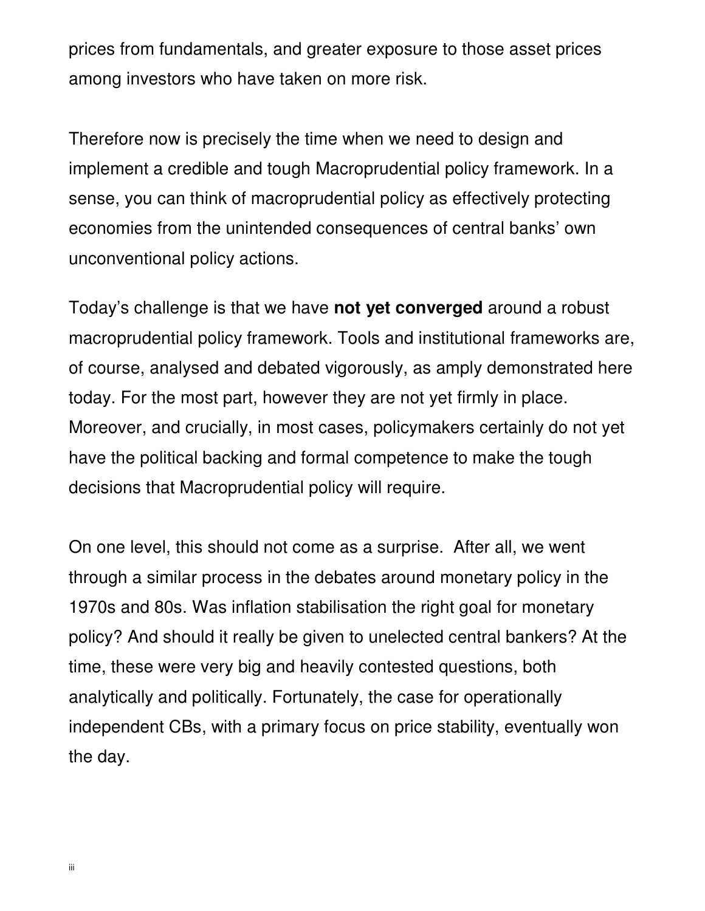prices from fundamentals, and greater exposure to those asset prices among investors who have taken on more risk.

Therefore now is precisely the time when we need to design and implement a credible and tough Macroprudential policy framework. In a sense, you can think of macroprudential policy as effectively protecting economies from the unintended consequences of central banks' own unconventional policy actions.

Today's challenge is that we have **not yet converged** around a robust macroprudential policy framework. Tools and institutional frameworks are, of course, analysed and debated vigorously, as amply demonstrated here today. For the most part, however they are not yet firmly in place. Moreover, and crucially, in most cases, policymakers certainly do not yet have the political backing and formal competence to make the tough decisions that Macroprudential policy will require.

On one level, this should not come as a surprise. After all, we went through a similar process in the debates around monetary policy in the 1970s and 80s. Was inflation stabilisation the right goal for monetary policy? And should it really be given to unelected central bankers? At the time, these were very big and heavily contested questions, both analytically and politically. Fortunately, the case for operationally independent CBs, with a primary focus on price stability, eventually won the day.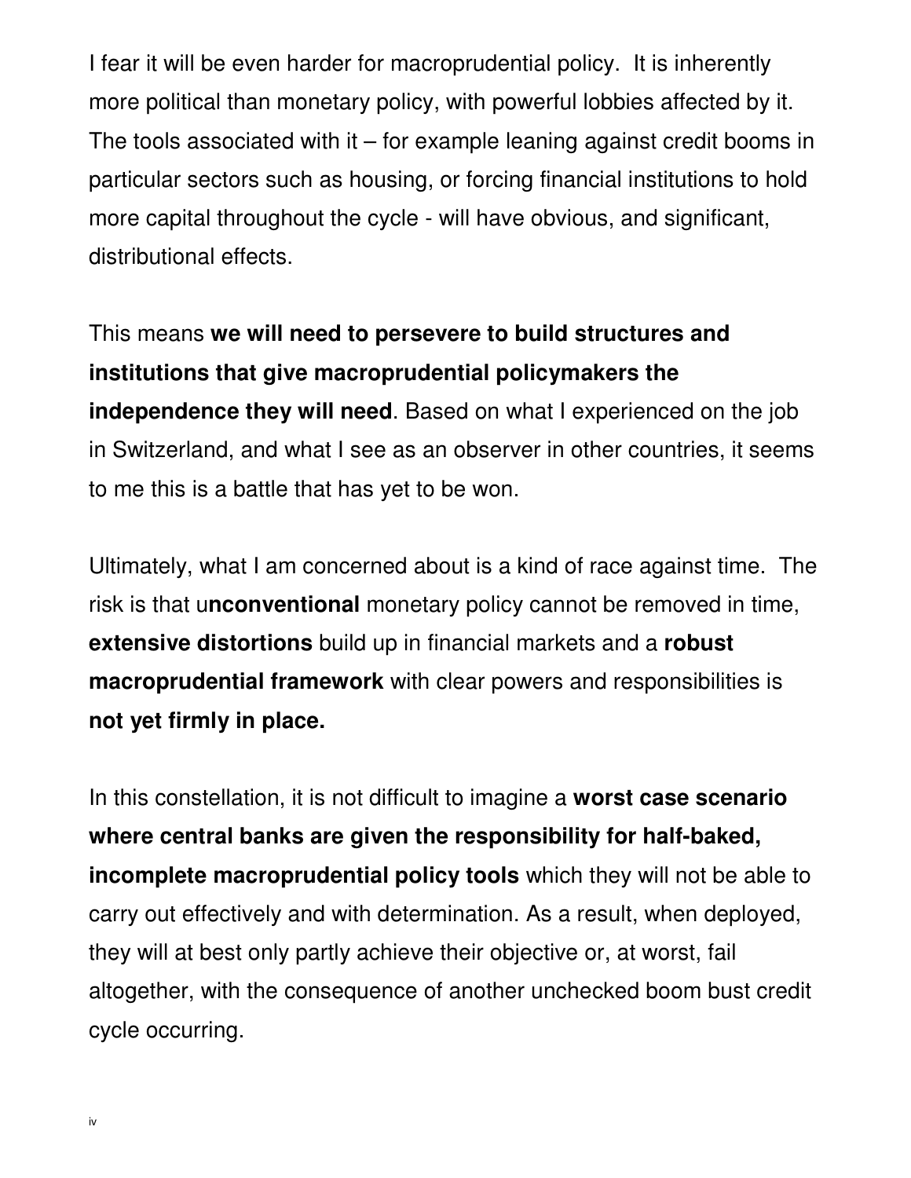I fear it will be even harder for macroprudential policy. It is inherently more political than monetary policy, with powerful lobbies affected by it. The tools associated with it – for example leaning against credit booms in particular sectors such as housing, or forcing financial institutions to hold more capital throughout the cycle - will have obvious, and significant, distributional effects.

This means **we will need to persevere to build structures and institutions that give macroprudential policymakers the independence they will need**. Based on what I experienced on the job in Switzerland, and what I see as an observer in other countries, it seems to me this is a battle that has yet to be won.

Ultimately, what I am concerned about is a kind of race against time. The risk is that u**nconventional** monetary policy cannot be removed in time, **extensive distortions** build up in financial markets and a **robust macroprudential framework** with clear powers and responsibilities is **not yet firmly in place.**

In this constellation, it is not difficult to imagine a **worst case scenario where central banks are given the responsibility for half-baked, incomplete macroprudential policy tools** which they will not be able to carry out effectively and with determination. As a result, when deployed, they will at best only partly achieve their objective or, at worst, fail altogether, with the consequence of another unchecked boom bust credit cycle occurring.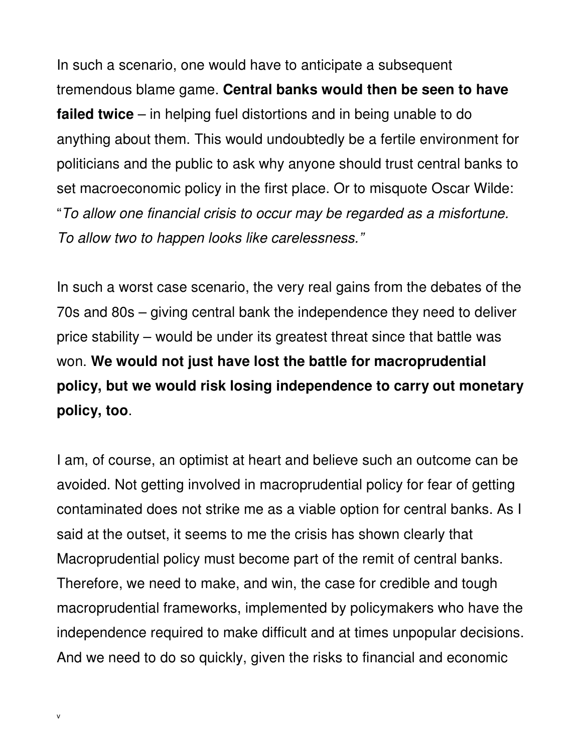In such a scenario, one would have to anticipate a subsequent tremendous blame game. **Central banks would then be seen to have failed twice** – in helping fuel distortions and in being unable to do anything about them. This would undoubtedly be a fertile environment for politicians and the public to ask why anyone should trust central banks to set macroeconomic policy in the first place. Or to misquote Oscar Wilde: "*To allow one financial crisis to occur may be regarded as a misfortune. To allow two to happen looks like carelessness.*"

In such a worst case scenario, the very real gains from the debates of the 70s and 80s – giving central bank the independence they need to deliver price stability – would be under its greatest threat since that battle was won. **We would not just have lost the battle for macroprudential policy, but we would risk losing independence to carry out monetary policy, too**.

I am, of course, an optimist at heart and believe such an outcome can be avoided. Not getting involved in macroprudential policy for fear of getting contaminated does not strike me as a viable option for central banks. As I said at the outset, it seems to me the crisis has shown clearly that Macroprudential policy must become part of the remit of central banks. Therefore, we need to make, and win, the case for credible and tough macroprudential frameworks, implemented by policymakers who have the independence required to make difficult and at times unpopular decisions. And we need to do so quickly, given the risks to financial and economic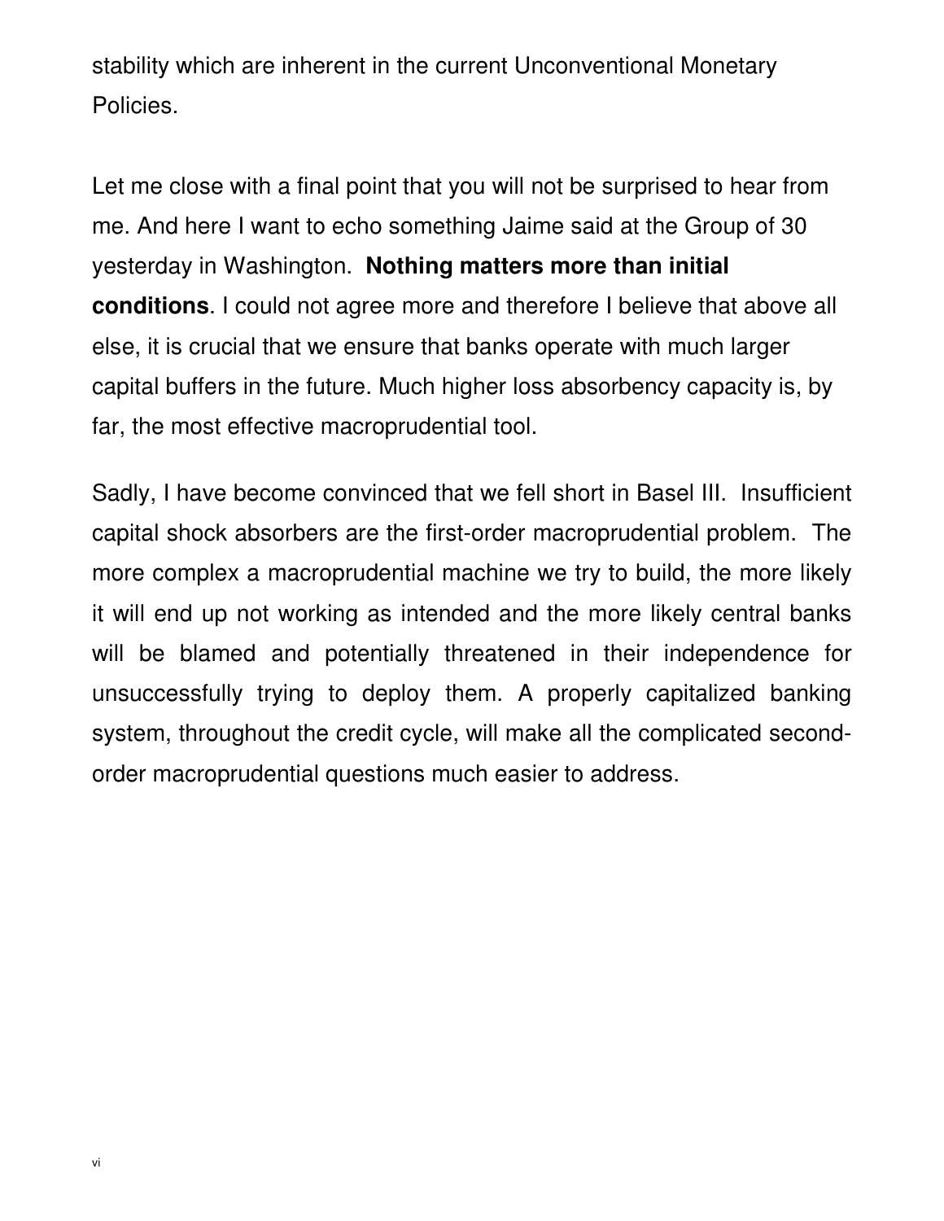stability which are inherent in the current Unconventional Monetary Policies.

Let me close with a final point that you will not be surprised to hear from me. And here I want to echo something Jaime said at the Group of 30 yesterday in Washington. **Nothing matters more than initial conditions**. I could not agree more and therefore I believe that above all else, it is crucial that we ensure that banks operate with much larger capital buffers in the future. Much higher loss absorbency capacity is, by far, the most effective macroprudential tool.

Sadly, I have become convinced that we fell short in Basel III. Insufficient capital shock absorbers are the first-order macroprudential problem. The more complex a macroprudential machine we try to build, the more likely it will end up not working as intended and the more likely central banks will be blamed and potentially threatened in their independence for unsuccessfully trying to deploy them. A properly capitalized banking system, throughout the credit cycle, will make all the complicated second-order macroprudential questions much easier to address.